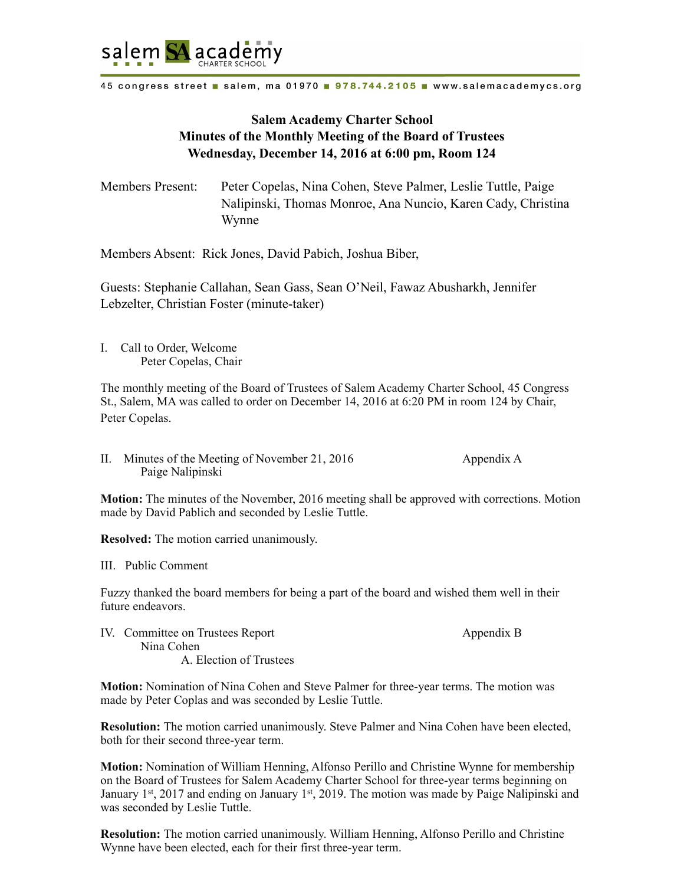salem SA academy CHARTER SCHOOL

45 congress street ■ salem, ma 01970 ■ 978.744.2105 ■ www.salemacademycs.org

# Salem Academy Charter School
## Minutes of the Monthly Meeting of the Board of Trustees
## Wednesday, December 14, 2016 at 6:00 pm, Room 124

Members Present: Peter Copelas, Nina Cohen, Steve Palmer, Leslie Tuttle, Paige Nalipinski, Thomas Monroe, Ana Nuncio, Karen Cady, Christina Wynne

Members Absent: Rick Jones, David Pabich, Joshua Biber,

Guests: Stephanie Callahan, Sean Gass, Sean O'Neil, Fawaz Abusharkh, Jennifer Lebzelter, Christian Foster (minute-taker)

I. Call to Order, Welcome
Peter Copelas, Chair

The monthly meeting of the Board of Trustees of Salem Academy Charter School, 45 Congress St., Salem, MA was called to order on December 14, 2016 at 6:20 PM in room 124 by Chair, Peter Copelas.

II. Minutes of the Meeting of November 21, 2016 — Appendix A
Paige Nalipinski

**Motion:** The minutes of the November, 2016 meeting shall be approved with corrections. Motion made by David Pablich and seconded by Leslie Tuttle.

**Resolved:** The motion carried unanimously.

III. Public Comment

Fuzzy thanked the board members for being a part of the board and wished them well in their future endeavors.

IV. Committee on Trustees Report — Appendix B
Nina Cohen
A. Election of Trustees

**Motion:** Nomination of Nina Cohen and Steve Palmer for three-year terms. The motion was made by Peter Coplas and was seconded by Leslie Tuttle.

**Resolution:** The motion carried unanimously. Steve Palmer and Nina Cohen have been elected, both for their second three-year term.

**Motion:** Nomination of William Henning, Alfonso Perillo and Christine Wynne for membership on the Board of Trustees for Salem Academy Charter School for three-year terms beginning on January 1st, 2017 and ending on January 1st, 2019. The motion was made by Paige Nalipinski and was seconded by Leslie Tuttle.

**Resolution:** The motion carried unanimously. William Henning, Alfonso Perillo and Christine Wynne have been elected, each for their first three-year term.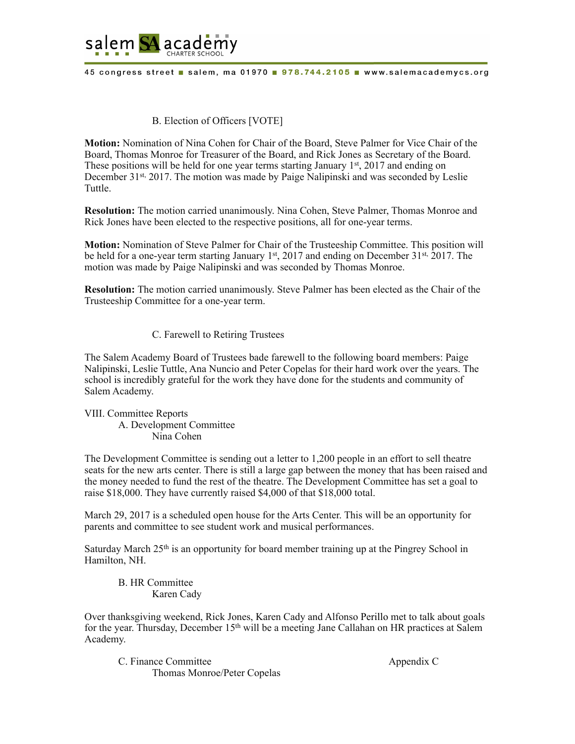B. Election of Officers [VOTE]

**Motion:** Nomination of Nina Cohen for Chair of the Board, Steve Palmer for Vice Chair of the Board, Thomas Monroe for Treasurer of the Board, and Rick Jones as Secretary of the Board. These positions will be held for one year terms starting January 1st, 2017 and ending on December 31st, 2017. The motion was made by Paige Nalipinski and was seconded by Leslie Tuttle.

**Resolution:** The motion carried unanimously. Nina Cohen, Steve Palmer, Thomas Monroe and Rick Jones have been elected to the respective positions, all for one-year terms.

**Motion:** Nomination of Steve Palmer for Chair of the Trusteeship Committee. This position will be held for a one-year term starting January 1st, 2017 and ending on December 31st, 2017. The motion was made by Paige Nalipinski and was seconded by Thomas Monroe.

**Resolution:** The motion carried unanimously. Steve Palmer has been elected as the Chair of the Trusteeship Committee for a one-year term.

C. Farewell to Retiring Trustees

The Salem Academy Board of Trustees bade farewell to the following board members: Paige Nalipinski, Leslie Tuttle, Ana Nuncio and Peter Copelas for their hard work over the years. The school is incredibly grateful for the work they have done for the students and community of Salem Academy.

VIII. Committee Reports

A. Development Committee
Nina Cohen

The Development Committee is sending out a letter to 1,200 people in an effort to sell theatre seats for the new arts center. There is still a large gap between the money that has been raised and the money needed to fund the rest of the theatre. The Development Committee has set a goal to raise $18,000. They have currently raised $4,000 of that $18,000 total.

March 29, 2017 is a scheduled open house for the Arts Center. This will be an opportunity for parents and committee to see student work and musical performances.

Saturday March 25th is an opportunity for board member training up at the Pingrey School in Hamilton, NH.

B. HR Committee
Karen Cady

Over thanksgiving weekend, Rick Jones, Karen Cady and Alfonso Perillo met to talk about goals for the year. Thursday, December 15th will be a meeting Jane Callahan on HR practices at Salem Academy.

C. Finance Committee — Appendix C
Thomas Monroe/Peter Copelas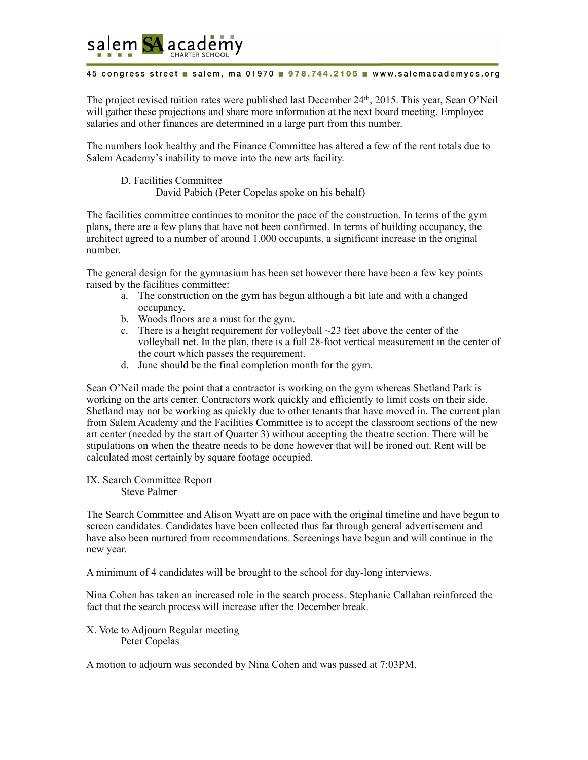The project revised tuition rates were published last December 24th, 2015. This year, Sean O'Neil will gather these projections and share more information at the next board meeting. Employee salaries and other finances are determined in a large part from this number.

The numbers look healthy and the Finance Committee has altered a few of the rent totals due to Salem Academy's inability to move into the new arts facility.

D. Facilities Committee
David Pabich (Peter Copelas spoke on his behalf)

The facilities committee continues to monitor the pace of the construction. In terms of the gym plans, there are a few plans that have not been confirmed. In terms of building occupancy, the architect agreed to a number of around 1,000 occupants, a significant increase in the original number.

The general design for the gymnasium has been set however there have been a few key points raised by the facilities committee:

a. The construction on the gym has begun although a bit late and with a changed occupancy.
b. Woods floors are a must for the gym.
c. There is a height requirement for volleyball ~23 feet above the center of the volleyball net. In the plan, there is a full 28-foot vertical measurement in the center of the court which passes the requirement.
d. June should be the final completion month for the gym.

Sean O'Neil made the point that a contractor is working on the gym whereas Shetland Park is working on the arts center. Contractors work quickly and efficiently to limit costs on their side. Shetland may not be working as quickly due to other tenants that have moved in. The current plan from Salem Academy and the Facilities Committee is to accept the classroom sections of the new art center (needed by the start of Quarter 3) without accepting the theatre section. There will be stipulations on when the theatre needs to be done however that will be ironed out. Rent will be calculated most certainly by square footage occupied.

IX. Search Committee Report
Steve Palmer

The Search Committee and Alison Wyatt are on pace with the original timeline and have begun to screen candidates. Candidates have been collected thus far through general advertisement and have also been nurtured from recommendations. Screenings have begun and will continue in the new year.

A minimum of 4 candidates will be brought to the school for day-long interviews.

Nina Cohen has taken an increased role in the search process. Stephanie Callahan reinforced the fact that the search process will increase after the December break.

X. Vote to Adjourn Regular meeting
Peter Copelas

A motion to adjourn was seconded by Nina Cohen and was passed at 7:03PM.